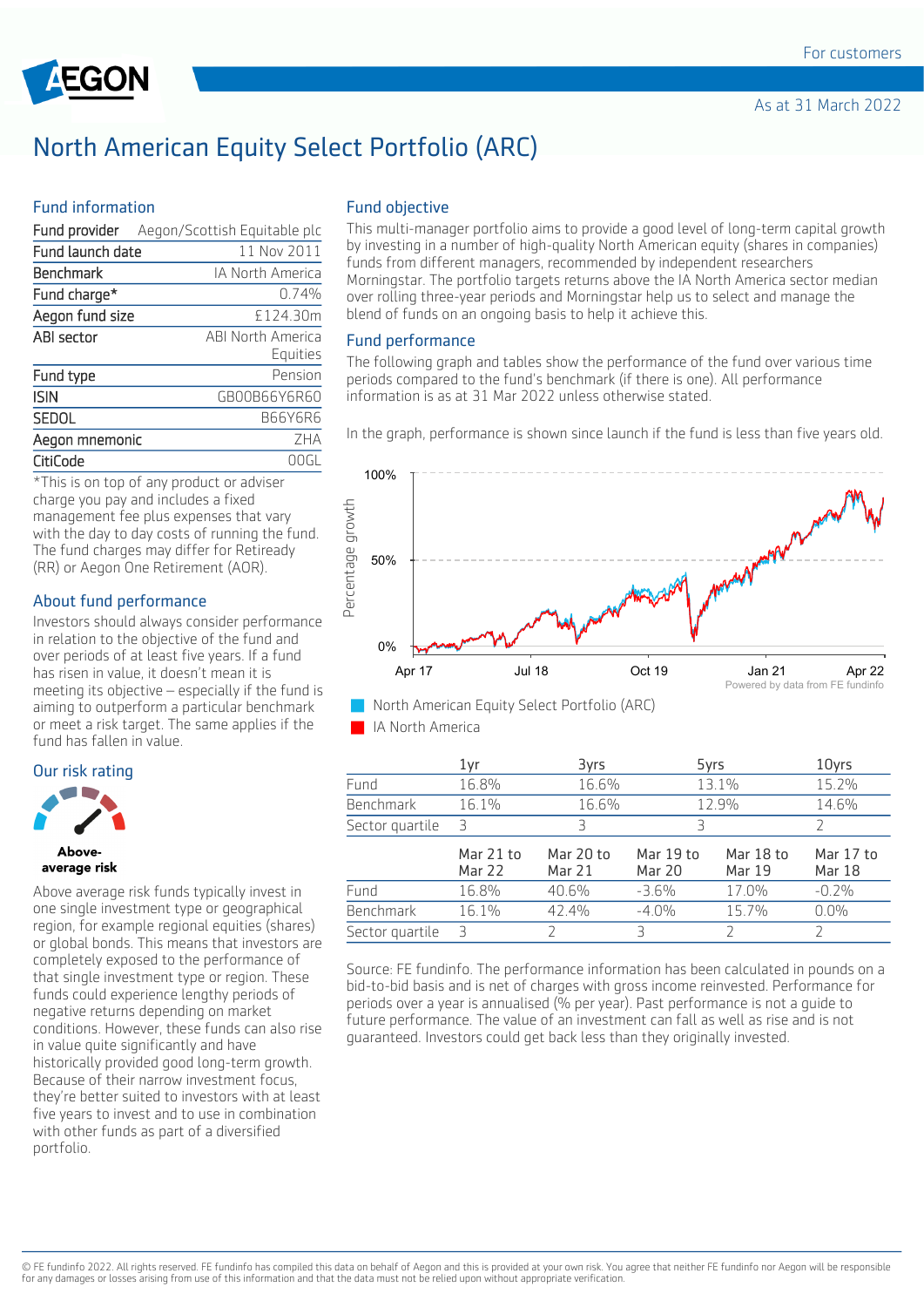For customers

As at 31 March 2022

# North American Equity Select Portfolio (ARC)

## Fund information

| | |
|---|---|
| Fund provider | Aegon/Scottish Equitable plc |
| Fund launch date | 11 Nov 2011 |
| Benchmark | IA North America |
| Fund charge* | 0.74% |
| Aegon fund size | £124.30m |
| ABI sector | ABI North America Equities |
| Fund type | Pension |
| ISIN | GB00B66Y6R60 |
| SEDOL | B66Y6R6 |
| Aegon mnemonic | ZHA |
| CitiCode | 00GL |

*This is on top of any product or adviser charge you pay and includes a fixed management fee plus expenses that vary with the day to day costs of running the fund. The fund charges may differ for Retiready (RR) or Aegon One Retirement (AOR).

## About fund performance

Investors should always consider performance in relation to the objective of the fund and over periods of at least five years. If a fund has risen in value, it doesn't mean it is meeting its objective – especially if the fund is aiming to outperform a particular benchmark or meet a risk target. The same applies if the fund has fallen in value.

## Our risk rating

**Above-average risk**

Above average risk funds typically invest in one single investment type or geographical region, for example regional equities (shares) or global bonds. This means that investors are completely exposed to the performance of that single investment type or region. These funds could experience lengthy periods of negative returns depending on market conditions. However, these funds can also rise in value quite significantly and have historically provided good long-term growth. Because of their narrow investment focus, they're better suited to investors with at least five years to invest and to use in combination with other funds as part of a diversified portfolio.

## Fund objective

This multi-manager portfolio aims to provide a good level of long-term capital growth by investing in a number of high-quality North American equity (shares in companies) funds from different managers, recommended by independent researchers Morningstar. The portfolio targets returns above the IA North America sector median over rolling three-year periods and Morningstar help us to select and manage the blend of funds on an ongoing basis to help it achieve this.

## Fund performance

The following graph and tables show the performance of the fund over various time periods compared to the fund's benchmark (if there is one). All performance information is as at 31 Mar 2022 unless otherwise stated.

In the graph, performance is shown since launch if the fund is less than five years old.

Powered by data from FE fundinfo

- North American Equity Select Portfolio (ARC)
- IA North America

| | 1yr | 3yrs | 5yrs | 10yrs |
|---|---|---|---|---|
| Fund | 16.8% | 16.6% | 13.1% | 15.2% |
| Benchmark | 16.1% | 16.6% | 12.9% | 14.6% |
| Sector quartile | 3 | 3 | 3 | 2 |

| | Mar 21 to Mar 22 | Mar 20 to Mar 21 | Mar 19 to Mar 20 | Mar 18 to Mar 19 | Mar 17 to Mar 18 |
|---|---|---|---|---|---|
| Fund | 16.8% | 40.6% | -3.6% | 17.0% | -0.2% |
| Benchmark | 16.1% | 42.4% | -4.0% | 15.7% | 0.0% |
| Sector quartile | 3 | 2 | 3 | 2 | 2 |

Source: FE fundinfo. The performance information has been calculated in pounds on a bid-to-bid basis and is net of charges with gross income reinvested. Performance for periods over a year is annualised (% per year). Past performance is not a guide to future performance. The value of an investment can fall as well as rise and is not guaranteed. Investors could get back less than they originally invested.

© FE fundinfo 2022. All rights reserved. FE fundinfo has compiled this data on behalf of Aegon and this is provided at your own risk. You agree that neither FE fundinfo nor Aegon will be responsible for any damages or losses arising from use of this information and that the data must not be relied upon without appropriate verification.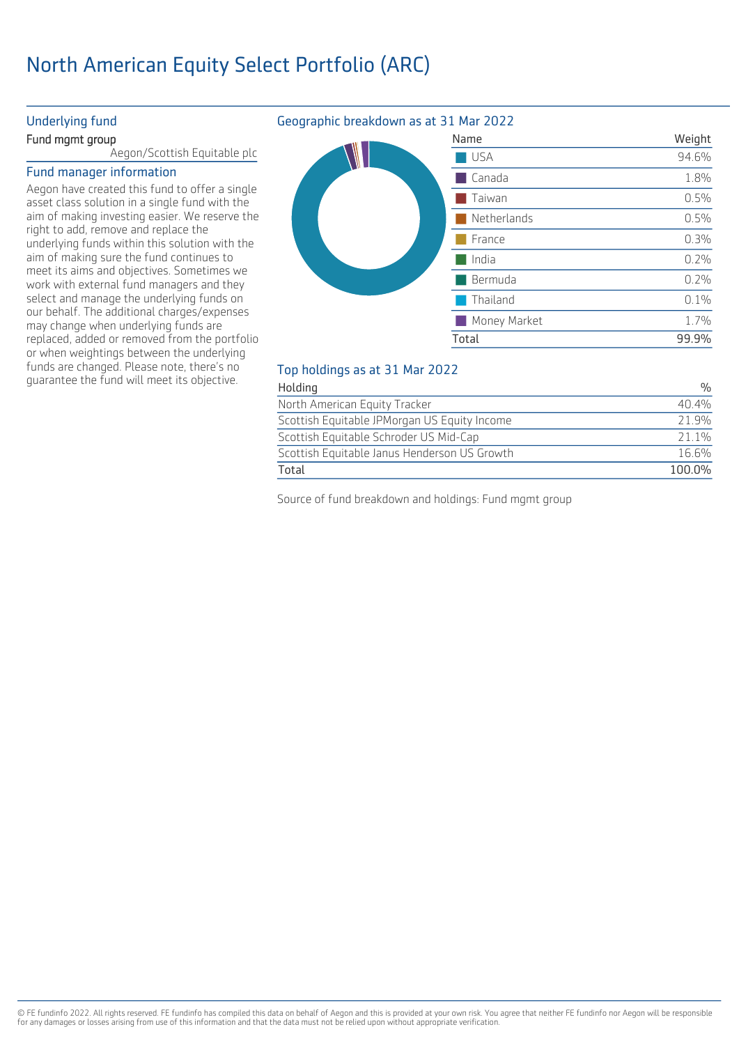# North American Equity Select Portfolio (ARC)

## Underlying fund

**Fund mgmt group**

Aegon/Scottish Equitable plc

## Fund manager information

Aegon have created this fund to offer a single asset class solution in a single fund with the aim of making investing easier. We reserve the right to add, remove and replace the underlying funds within this solution with the aim of making sure the fund continues to meet its aims and objectives. Sometimes we work with external fund managers and they select and manage the underlying funds on our behalf. The additional charges/expenses may change when underlying funds are replaced, added or removed from the portfolio or when weightings between the underlying funds are changed. Please note, there's no guarantee the fund will meet its objective.

## Geographic breakdown as at 31 Mar 2022

| Name | Weight |
|---|---|
| USA | 94.6% |
| Canada | 1.8% |
| Taiwan | 0.5% |
| Netherlands | 0.5% |
| France | 0.3% |
| India | 0.2% |
| Bermuda | 0.2% |
| Thailand | 0.1% |
| Money Market | 1.7% |
| Total | 99.9% |

## Top holdings as at 31 Mar 2022

| Holding | % |
|---|---|
| North American Equity Tracker | 40.4% |
| Scottish Equitable JPMorgan US Equity Income | 21.9% |
| Scottish Equitable Schroder US Mid-Cap | 21.1% |
| Scottish Equitable Janus Henderson US Growth | 16.6% |
| Total | 100.0% |

Source of fund breakdown and holdings: Fund mgmt group

© FE fundinfo 2022. All rights reserved. FE fundinfo has compiled this data on behalf of Aegon and this is provided at your own risk. You agree that neither FE fundinfo nor Aegon will be responsible for any damages or losses arising from use of this information and that the data must not be relied upon without appropriate verification.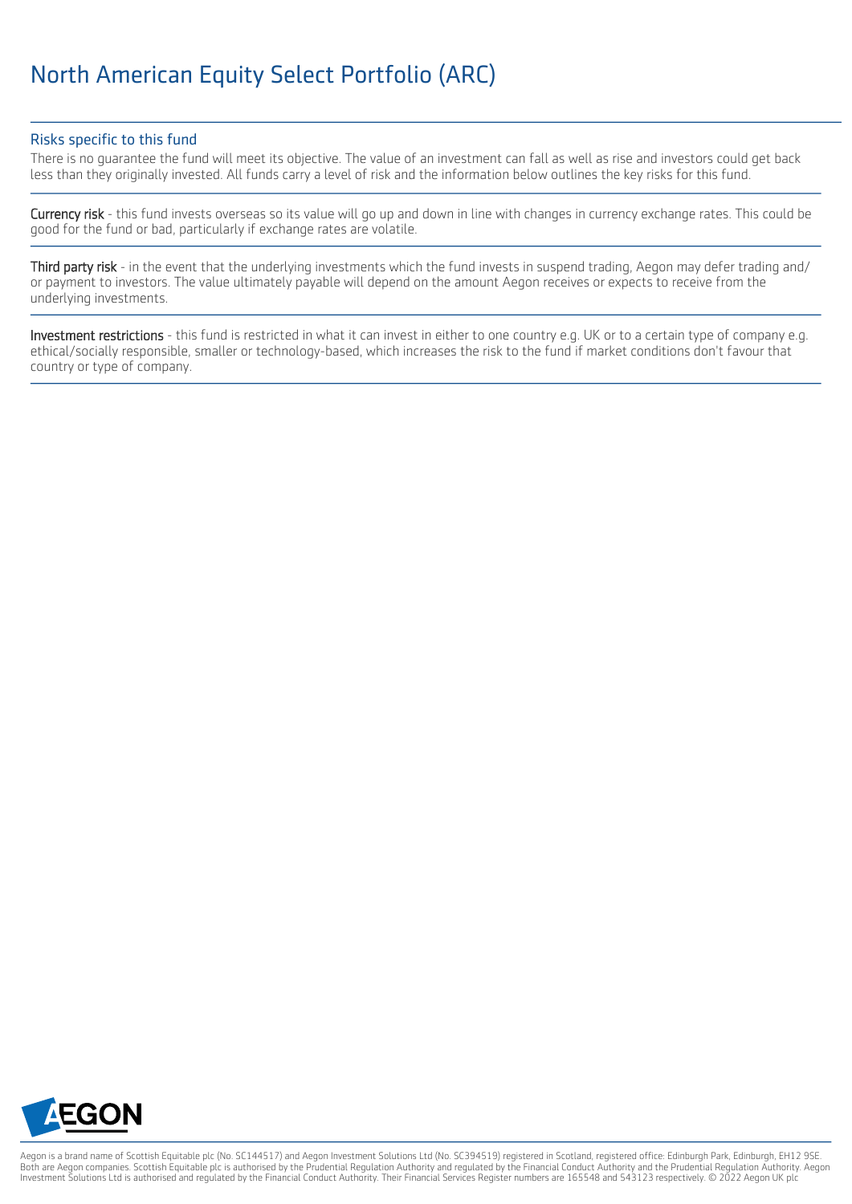# North American Equity Select Portfolio (ARC)

## Risks specific to this fund

There is no guarantee the fund will meet its objective. The value of an investment can fall as well as rise and investors could get back less than they originally invested. All funds carry a level of risk and the information below outlines the key risks for this fund.

**Currency risk** - this fund invests overseas so its value will go up and down in line with changes in currency exchange rates. This could be good for the fund or bad, particularly if exchange rates are volatile.

**Third party risk** - in the event that the underlying investments which the fund invests in suspend trading, Aegon may defer trading and/or payment to investors. The value ultimately payable will depend on the amount Aegon receives or expects to receive from the underlying investments.

**Investment restrictions** - this fund is restricted in what it can invest in either to one country e.g. UK or to a certain type of company e.g. ethical/socially responsible, smaller or technology-based, which increases the risk to the fund if market conditions don't favour that country or type of company.

AEGON

Aegon is a brand name of Scottish Equitable plc (No. SC144517) and Aegon Investment Solutions Ltd (No. SC394519) registered in Scotland, registered office: Edinburgh Park, Edinburgh, EH12 9SE. Both are Aegon companies. Scottish Equitable plc is authorised by the Prudential Regulation Authority and regulated by the Financial Conduct Authority and the Prudential Regulation Authority. Aegon Investment Solutions Ltd is authorised and regulated by the Financial Conduct Authority. Their Financial Services Register numbers are 165548 and 543123 respectively. © 2022 Aegon UK plc